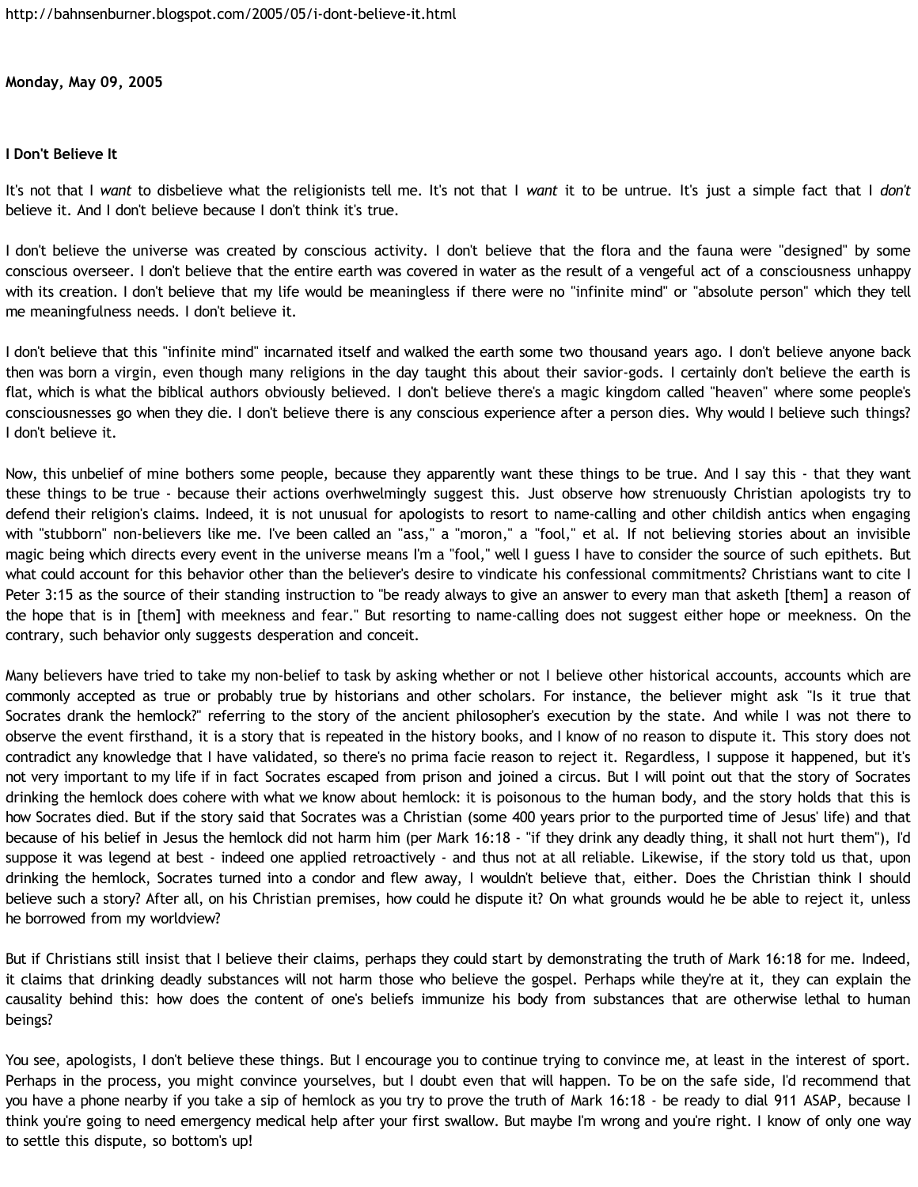http://bahnsenburner.blogspot.com/2005/05/i-dont-believe-it.html

**Monday, May 09, 2005**

### I Don't Believe It

It's not that I *want* to disbelieve what the religionists tell me. It's not that I *want* it to be untrue. It's just a simple fact that I *don't* believe it. And I don't believe because I don't think it's true.

I don't believe the universe was created by conscious activity. I don't believe that the flora and the fauna were "designed" by some conscious overseer. I don't believe that the entire earth was covered in water as the result of a vengeful act of a consciousness unhappy with its creation. I don't believe that my life would be meaningless if there were no "infinite mind" or "absolute person" which they tell me meaningfulness needs. I don't believe it.

I don't believe that this "infinite mind" incarnated itself and walked the earth some two thousand years ago. I don't believe anyone back then was born a virgin, even though many religions in the day taught this about their savior-gods. I certainly don't believe the earth is flat, which is what the biblical authors obviously believed. I don't believe there's a magic kingdom called "heaven" where some people's consciousnesses go when they die. I don't believe there is any conscious experience after a person dies. Why would I believe such things? I don't believe it.

Now, this unbelief of mine bothers some people, because they apparently want these things to be true. And I say this - that they want these things to be true - because their actions overwhelmingly suggest this. Just observe how strenuously Christian apologists try to defend their religion's claims. Indeed, it is not unusual for apologists to resort to name-calling and other childish antics when engaging with "stubborn" non-believers like me. I've been called an "ass," a "moron," a "fool," et al. If not believing stories about an invisible magic being which directs every event in the universe means I'm a "fool," well I guess I have to consider the source of such epithets. But what could account for this behavior other than the believer's desire to vindicate his confessional commitments? Christians want to cite I Peter 3:15 as the source of their standing instruction to "be ready always to give an answer to every man that asketh [them] a reason of the hope that is in [them] with meekness and fear." But resorting to name-calling does not suggest either hope or meekness. On the contrary, such behavior only suggests desperation and conceit.

Many believers have tried to take my non-belief to task by asking whether or not I believe other historical accounts, accounts which are commonly accepted as true or probably true by historians and other scholars. For instance, the believer might ask "Is it true that Socrates drank the hemlock?" referring to the story of the ancient philosopher's execution by the state. And while I was not there to observe the event firsthand, it is a story that is repeated in the history books, and I know of no reason to dispute it. This story does not contradict any knowledge that I have validated, so there's no prima facie reason to reject it. Regardless, I suppose it happened, but it's not very important to my life if in fact Socrates escaped from prison and joined a circus. But I will point out that the story of Socrates drinking the hemlock does cohere with what we know about hemlock: it is poisonous to the human body, and the story holds that this is how Socrates died. But if the story said that Socrates was a Christian (some 400 years prior to the purported time of Jesus' life) and that because of his belief in Jesus the hemlock did not harm him (per Mark 16:18 - "if they drink any deadly thing, it shall not hurt them"), I'd suppose it was legend at best - indeed one applied retroactively - and thus not at all reliable. Likewise, if the story told us that, upon drinking the hemlock, Socrates turned into a condor and flew away, I wouldn't believe that, either. Does the Christian think I should believe such a story? After all, on his Christian premises, how could he dispute it? On what grounds would he be able to reject it, unless he borrowed from my worldview?

But if Christians still insist that I believe their claims, perhaps they could start by demonstrating the truth of Mark 16:18 for me. Indeed, it claims that drinking deadly substances will not harm those who believe the gospel. Perhaps while they're at it, they can explain the causality behind this: how does the content of one's beliefs immunize his body from substances that are otherwise lethal to human beings?

You see, apologists, I don't believe these things. But I encourage you to continue trying to convince me, at least in the interest of sport. Perhaps in the process, you might convince yourselves, but I doubt even that will happen. To be on the safe side, I'd recommend that you have a phone nearby if you take a sip of hemlock as you try to prove the truth of Mark 16:18 - be ready to dial 911 ASAP, because I think you're going to need emergency medical help after your first swallow. But maybe I'm wrong and you're right. I know of only one way to settle this dispute, so bottom's up!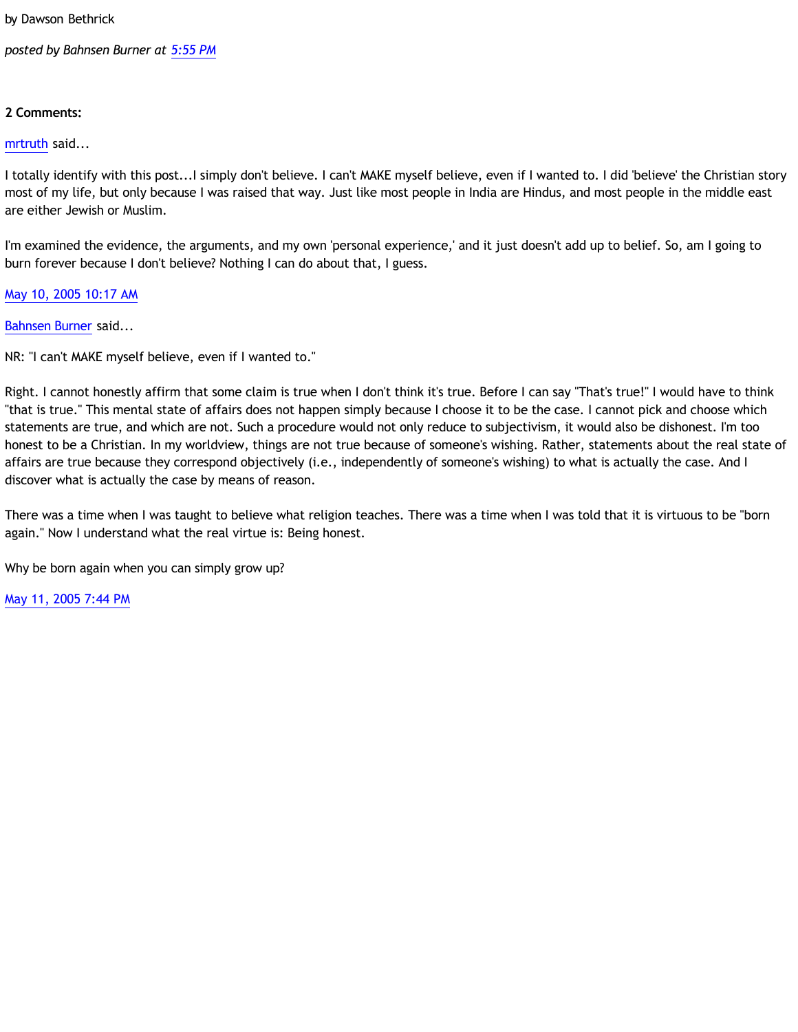by Dawson Bethrick

*posted by Bahnsen Burner at 5:55 PM*

**2 Comments:**

mrtruth said...

I totally identify with this post...I simply don't believe. I can't MAKE myself believe, even if I wanted to. I did 'believe' the Christian story most of my life, but only because I was raised that way. Just like most people in India are Hindus, and most people in the middle east are either Jewish or Muslim.

I'm examined the evidence, the arguments, and my own 'personal experience,' and it just doesn't add up to belief. So, am I going to burn forever because I don't believe? Nothing I can do about that, I guess.

May 10, 2005 10:17 AM

Bahnsen Burner said...

NR: "I can't MAKE myself believe, even if I wanted to."

Right. I cannot honestly affirm that some claim is true when I don't think it's true. Before I can say "That's true!" I would have to think "that is true." This mental state of affairs does not happen simply because I choose it to be the case. I cannot pick and choose which statements are true, and which are not. Such a procedure would not only reduce to subjectivism, it would also be dishonest. I'm too honest to be a Christian. In my worldview, things are not true because of someone's wishing. Rather, statements about the real state of affairs are true because they correspond objectively (i.e., independently of someone's wishing) to what is actually the case. And I discover what is actually the case by means of reason.

There was a time when I was taught to believe what religion teaches. There was a time when I was told that it is virtuous to be "born again." Now I understand what the real virtue is: Being honest.

Why be born again when you can simply grow up?

May 11, 2005 7:44 PM